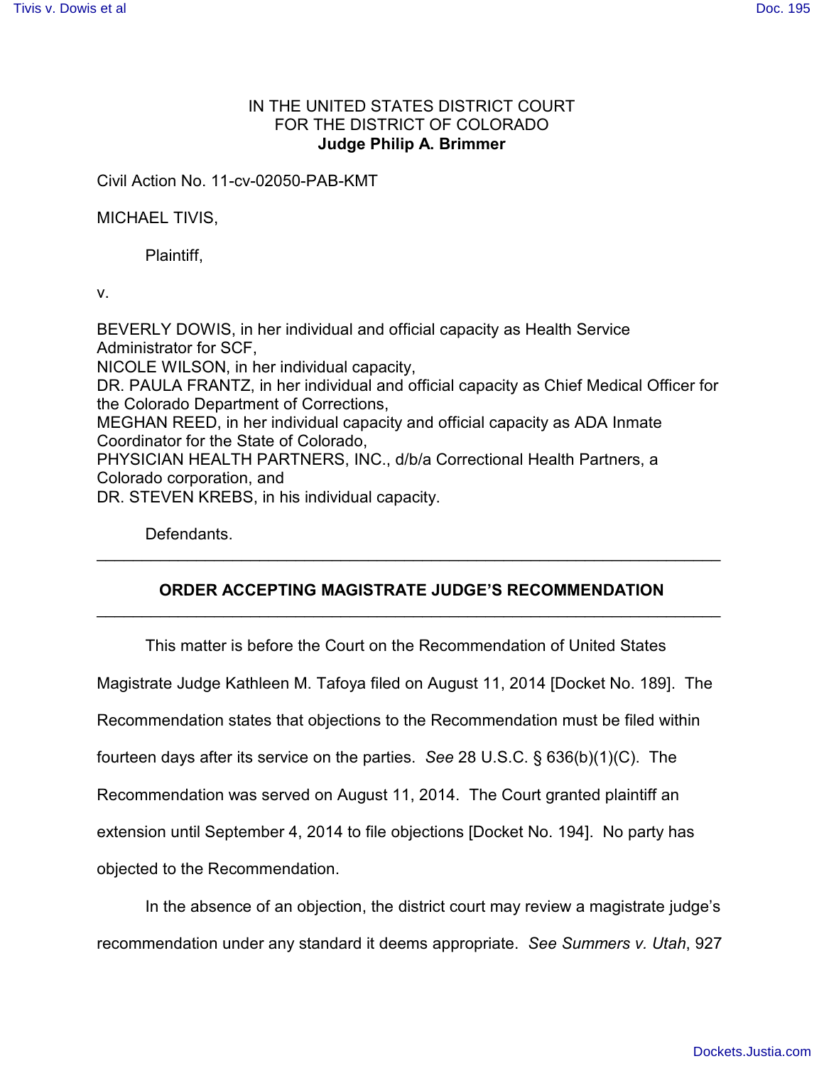IN THE UNITED STATES DISTRICT COURT
FOR THE DISTRICT OF COLORADO
**Judge Philip A. Brimmer**

Civil Action No. 11-cv-02050-PAB-KMT

MICHAEL TIVIS,

Plaintiff,

v.

BEVERLY DOWIS, in her individual and official capacity as Health Service Administrator for SCF,
NICOLE WILSON, in her individual capacity,
DR. PAULA FRANTZ, in her individual and official capacity as Chief Medical Officer for the Colorado Department of Corrections,
MEGHAN REED, in her individual capacity and official capacity as ADA Inmate Coordinator for the State of Colorado,
PHYSICIAN HEALTH PARTNERS, INC., d/b/a Correctional Health Partners, a Colorado corporation, and
DR. STEVEN KREBS, in his individual capacity.

Defendants.

---

## ORDER ACCEPTING MAGISTRATE JUDGE'S RECOMMENDATION

---

This matter is before the Court on the Recommendation of United States Magistrate Judge Kathleen M. Tafoya filed on August 11, 2014 [Docket No. 189]. The Recommendation states that objections to the Recommendation must be filed within fourteen days after its service on the parties. *See* 28 U.S.C. § 636(b)(1)(C). The Recommendation was served on August 11, 2014. The Court granted plaintiff an extension until September 4, 2014 to file objections [Docket No. 194]. No party has objected to the Recommendation.

In the absence of an objection, the district court may review a magistrate judge's recommendation under any standard it deems appropriate. *See Summers v. Utah*, 927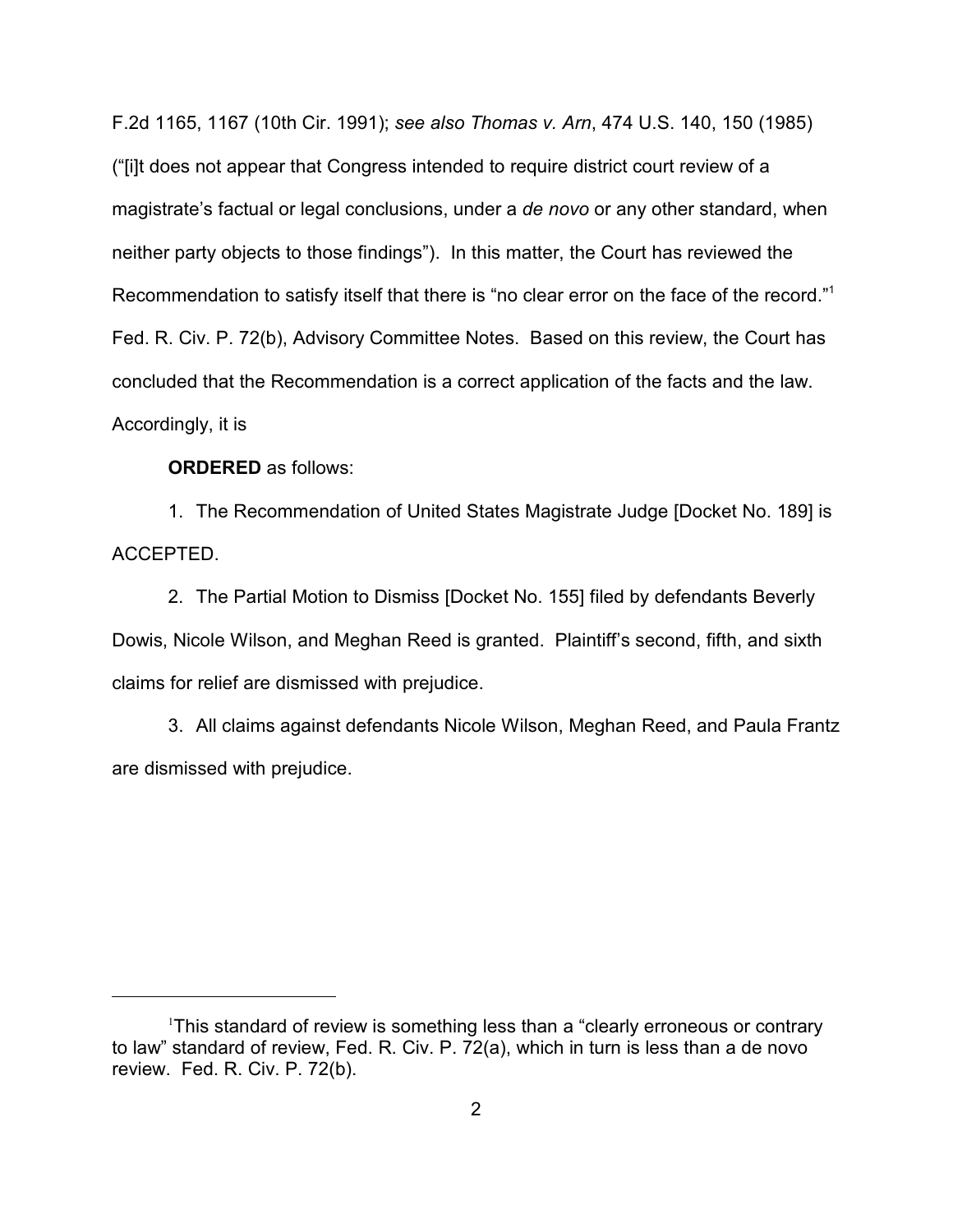F.2d 1165, 1167 (10th Cir. 1991); *see also Thomas v. Arn*, 474 U.S. 140, 150 (1985) ("[i]t does not appear that Congress intended to require district court review of a magistrate's factual or legal conclusions, under a *de novo* or any other standard, when neither party objects to those findings"). In this matter, the Court has reviewed the Recommendation to satisfy itself that there is "no clear error on the face of the record."[1] Fed. R. Civ. P. 72(b), Advisory Committee Notes. Based on this review, the Court has concluded that the Recommendation is a correct application of the facts and the law. Accordingly, it is

**ORDERED** as follows:

1. The Recommendation of United States Magistrate Judge [Docket No. 189] is ACCEPTED.

2. The Partial Motion to Dismiss [Docket No. 155] filed by defendants Beverly Dowis, Nicole Wilson, and Meghan Reed is granted. Plaintiff's second, fifth, and sixth claims for relief are dismissed with prejudice.

3. All claims against defendants Nicole Wilson, Meghan Reed, and Paula Frantz are dismissed with prejudice.

---

[1] This standard of review is something less than a "clearly erroneous or contrary to law" standard of review, Fed. R. Civ. P. 72(a), which in turn is less than a de novo review. Fed. R. Civ. P. 72(b).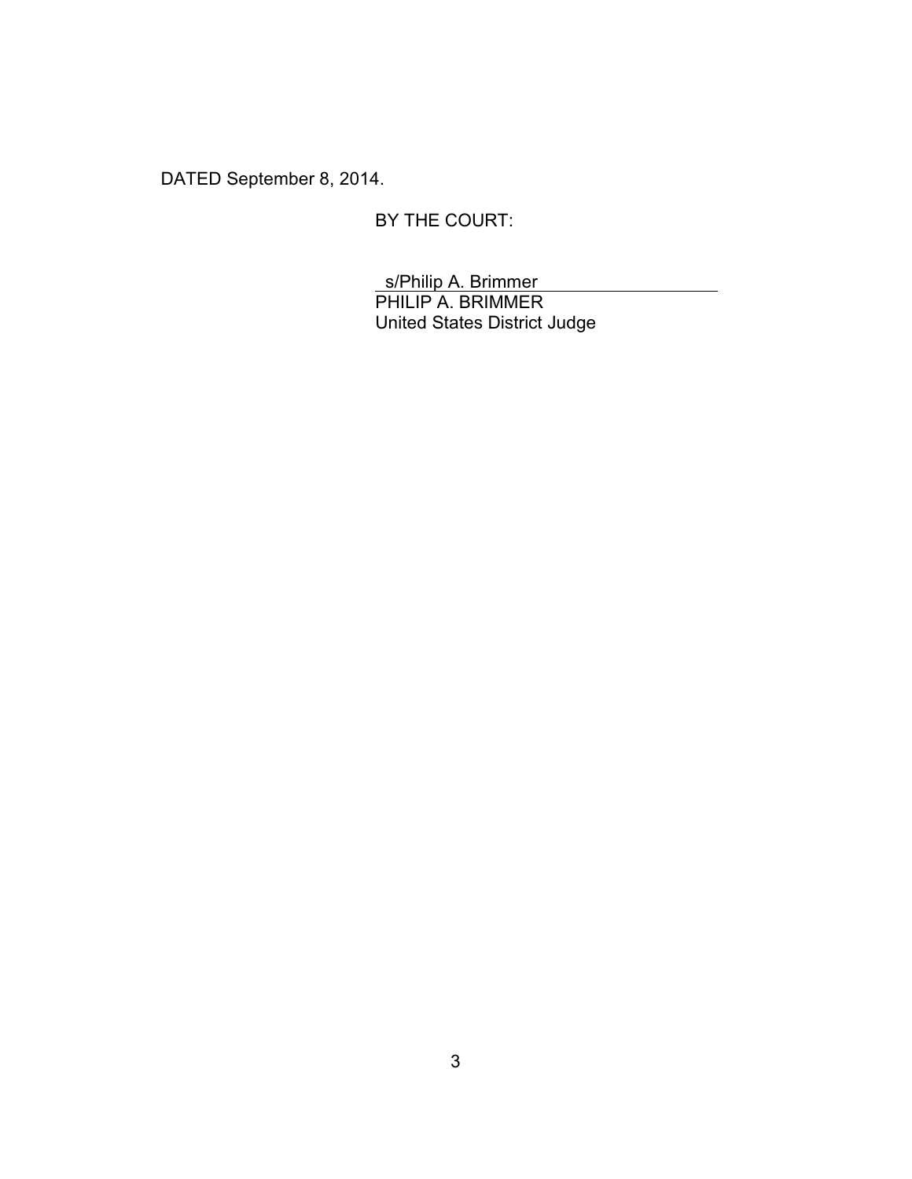DATED September 8, 2014.

BY THE COURT:

s/Philip A. Brimmer
PHILIP A. BRIMMER
United States District Judge